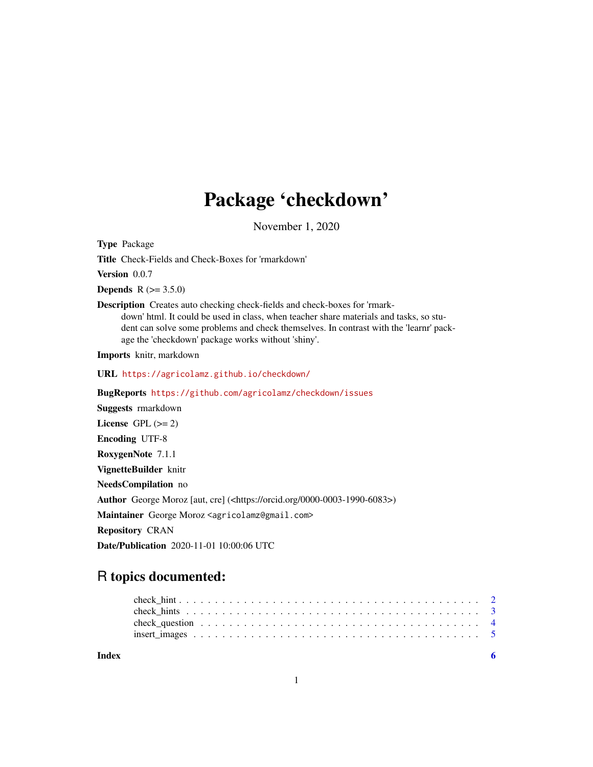# Package 'checkdown'

November 1, 2020

**Type** Package

**Title** Check-Fields and Check-Boxes for 'rmarkdown'

**Version** 0.0.7

**Depends** R (>= 3.5.0)

**Description** Creates auto checking check-fields and check-boxes for 'rmarkdown' html. It could be used in class, when teacher share materials and tasks, so student can solve some problems and check themselves. In contrast with the 'learnr' package the 'checkdown' package works without 'shiny'.

**Imports** knitr, markdown

**URL** https://agricolamz.github.io/checkdown/

**BugReports** https://github.com/agricolamz/checkdown/issues

**Suggests** rmarkdown

**License** GPL (>= 2)

**Encoding** UTF-8

**RoxygenNote** 7.1.1

**VignetteBuilder** knitr

**NeedsCompilation** no

**Author** George Moroz [aut, cre] (<https://orcid.org/0000-0003-1990-6083>)

**Maintainer** George Moroz <agricolamz@gmail.com>

**Repository** CRAN

**Date/Publication** 2020-11-01 10:00:06 UTC

## R topics documented:

- check_hint . . . . . . . . . . . . . . . . . . . . . . . . . . . . . . . . . . . . . . . . 2
- check_hints . . . . . . . . . . . . . . . . . . . . . . . . . . . . . . . . . . . . . . . . 3
- check_question . . . . . . . . . . . . . . . . . . . . . . . . . . . . . . . . . . . . . . . . 4
- insert_images . . . . . . . . . . . . . . . . . . . . . . . . . . . . . . . . . . . . . . . . 5

**Index** 6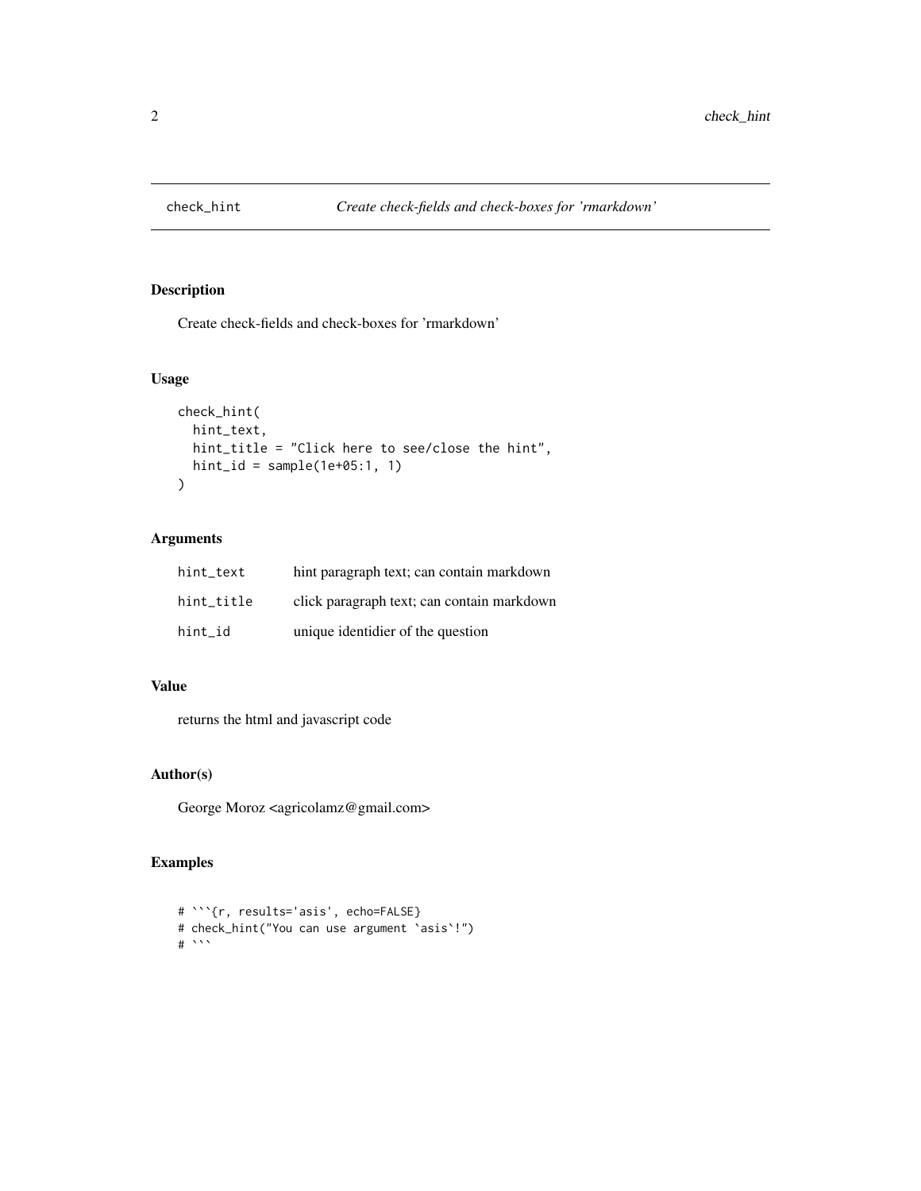## check_hint *Create check-fields and check-boxes for 'rmarkdown'*

### Description

Create check-fields and check-boxes for 'rmarkdown'

### Usage

```
check_hint(
  hint_text,
  hint_title = "Click here to see/close the hint",
  hint_id = sample(1e+05:1, 1)
)
```

### Arguments

| | |
|---|---|
| hint_text | hint paragraph text; can contain markdown |
| hint_title | click paragraph text; can contain markdown |
| hint_id | unique identidier of the question |

### Value

returns the html and javascript code

### Author(s)

George Moroz <agricolamz@gmail.com>

### Examples

```
# ```{r, results='asis', echo=FALSE}
# check_hint("You can use argument `asis`!")
# ```
```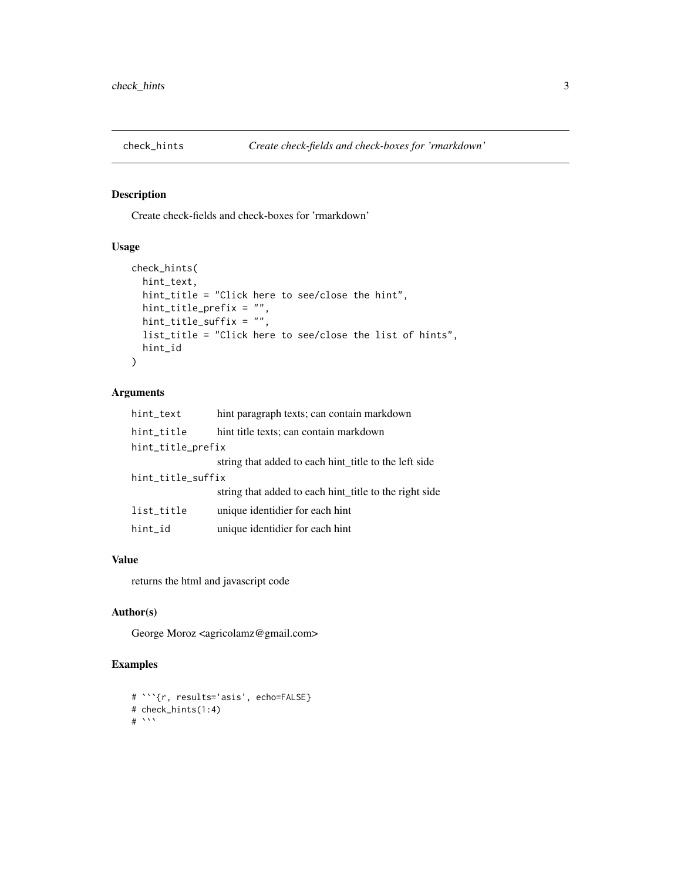check_hints *Create check-fields and check-boxes for 'rmarkdown'*

## Description

Create check-fields and check-boxes for 'rmarkdown'

## Usage

```
check_hints(
  hint_text,
  hint_title = "Click here to see/close the hint",
  hint_title_prefix = "",
  hint_title_suffix = "",
  list_title = "Click here to see/close the list of hints",
  hint_id
)
```

## Arguments

| | |
|---|---|
| `hint_text` | hint paragraph texts; can contain markdown |
| `hint_title` | hint title texts; can contain markdown |
| `hint_title_prefix` | string that added to each hint_title to the left side |
| `hint_title_suffix` | string that added to each hint_title to the right side |
| `list_title` | unique identidier for each hint |
| `hint_id` | unique identidier for each hint |

## Value

returns the html and javascript code

## Author(s)

George Moroz <agricolamz@gmail.com>

## Examples

```
# ```{r, results='asis', echo=FALSE}
# check_hints(1:4)
# ```
```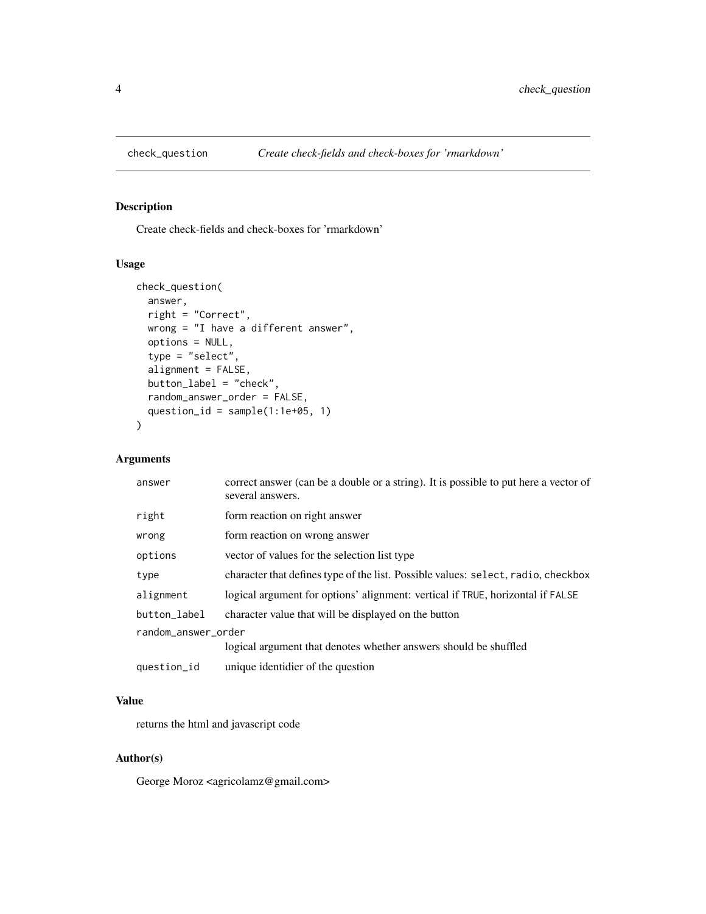# check_question — *Create check-fields and check-boxes for 'rmarkdown'*

## Description

Create check-fields and check-boxes for 'rmarkdown'

## Usage

```
check_question(
  answer,
  right = "Correct",
  wrong = "I have a different answer",
  options = NULL,
  type = "select",
  alignment = FALSE,
  button_label = "check",
  random_answer_order = FALSE,
  question_id = sample(1:1e+05, 1)
)
```

## Arguments

| | |
|---|---|
| `answer` | correct answer (can be a double or a string). It is possible to put here a vector of several answers. |
| `right` | form reaction on right answer |
| `wrong` | form reaction on wrong answer |
| `options` | vector of values for the selection list type |
| `type` | character that defines type of the list. Possible values: `select`, `radio`, `checkbox` |
| `alignment` | logical argument for options' alignment: vertical if `TRUE`, horizontal if `FALSE` |
| `button_label` | character value that will be displayed on the button |
| `random_answer_order` | logical argument that denotes whether answers should be shuffled |
| `question_id` | unique identidier of the question |

## Value

returns the html and javascript code

## Author(s)

George Moroz <agricolamz@gmail.com>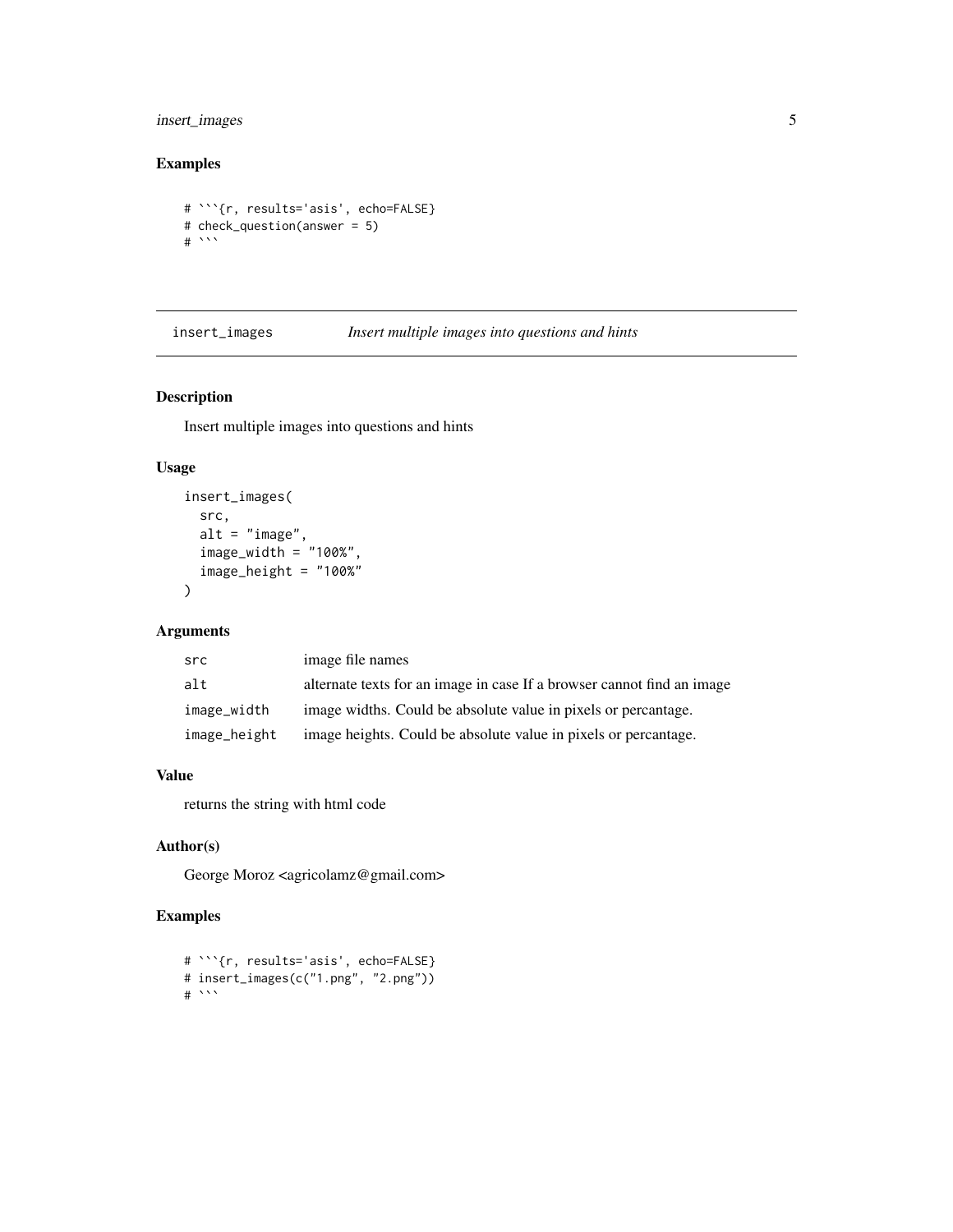## Examples

```
# ```{r, results='asis', echo=FALSE}
# check_question(answer = 5)
# ```
```

---

`insert_images` *Insert multiple images into questions and hints*

---

### Description

Insert multiple images into questions and hints

### Usage

```
insert_images(
  src,
  alt = "image",
  image_width = "100%",
  image_height = "100%"
)
```

### Arguments

| | |
|---|---|
| `src` | image file names |
| `alt` | alternate texts for an image in case If a browser cannot find an image |
| `image_width` | image widths. Could be absolute value in pixels or percantage. |
| `image_height` | image heights. Could be absolute value in pixels or percantage. |

### Value

returns the string with html code

### Author(s)

George Moroz <agricolamz@gmail.com>

### Examples

```
# ```{r, results='asis', echo=FALSE}
# insert_images(c("1.png", "2.png"))
# ```
```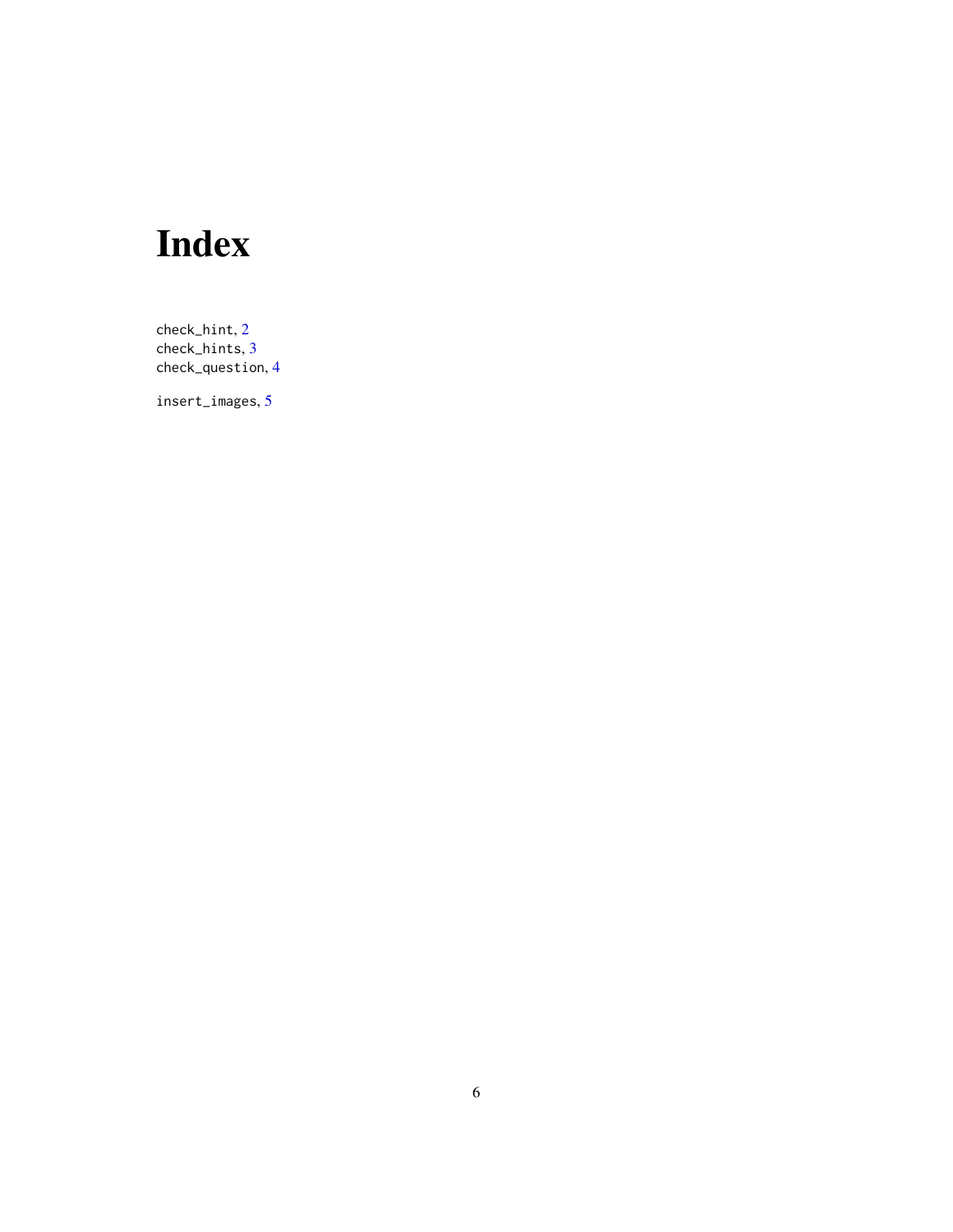# Index

check_hint, 2
check_hints, 3
check_question, 4

insert_images, 5